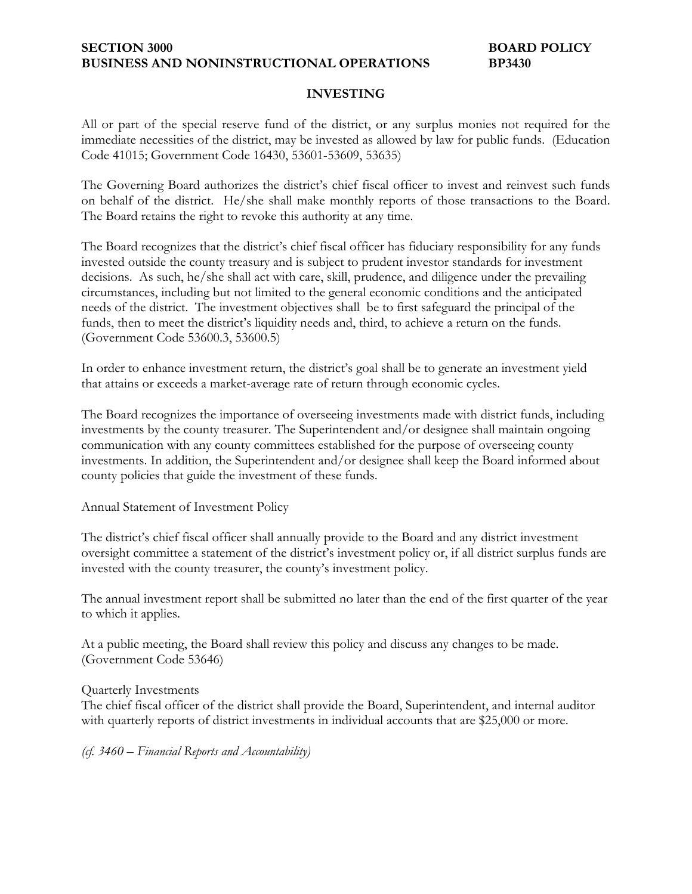**SECTION 3000** **BOARD POLICY**
**BUSINESS AND NONINSTRUCTIONAL OPERATIONS** **BP3430**

# INVESTING

All or part of the special reserve fund of the district, or any surplus monies not required for the immediate necessities of the district, may be invested as allowed by law for public funds. (Education Code 41015; Government Code 16430, 53601-53609, 53635)

The Governing Board authorizes the district's chief fiscal officer to invest and reinvest such funds on behalf of the district. He/she shall make monthly reports of those transactions to the Board. The Board retains the right to revoke this authority at any time.

The Board recognizes that the district's chief fiscal officer has fiduciary responsibility for any funds invested outside the county treasury and is subject to prudent investor standards for investment decisions. As such, he/she shall act with care, skill, prudence, and diligence under the prevailing circumstances, including but not limited to the general economic conditions and the anticipated needs of the district. The investment objectives shall be to first safeguard the principal of the funds, then to meet the district's liquidity needs and, third, to achieve a return on the funds. (Government Code 53600.3, 53600.5)

In order to enhance investment return, the district's goal shall be to generate an investment yield that attains or exceeds a market-average rate of return through economic cycles.

The Board recognizes the importance of overseeing investments made with district funds, including investments by the county treasurer. The Superintendent and/or designee shall maintain ongoing communication with any county committees established for the purpose of overseeing county investments. In addition, the Superintendent and/or designee shall keep the Board informed about county policies that guide the investment of these funds.

Annual Statement of Investment Policy

The district's chief fiscal officer shall annually provide to the Board and any district investment oversight committee a statement of the district's investment policy or, if all district surplus funds are invested with the county treasurer, the county's investment policy.

The annual investment report shall be submitted no later than the end of the first quarter of the year to which it applies.

At a public meeting, the Board shall review this policy and discuss any changes to be made. (Government Code 53646)

Quarterly Investments

The chief fiscal officer of the district shall provide the Board, Superintendent, and internal auditor with quarterly reports of district investments in individual accounts that are $25,000 or more.

*(cf. 3460 – Financial Reports and Accountability)*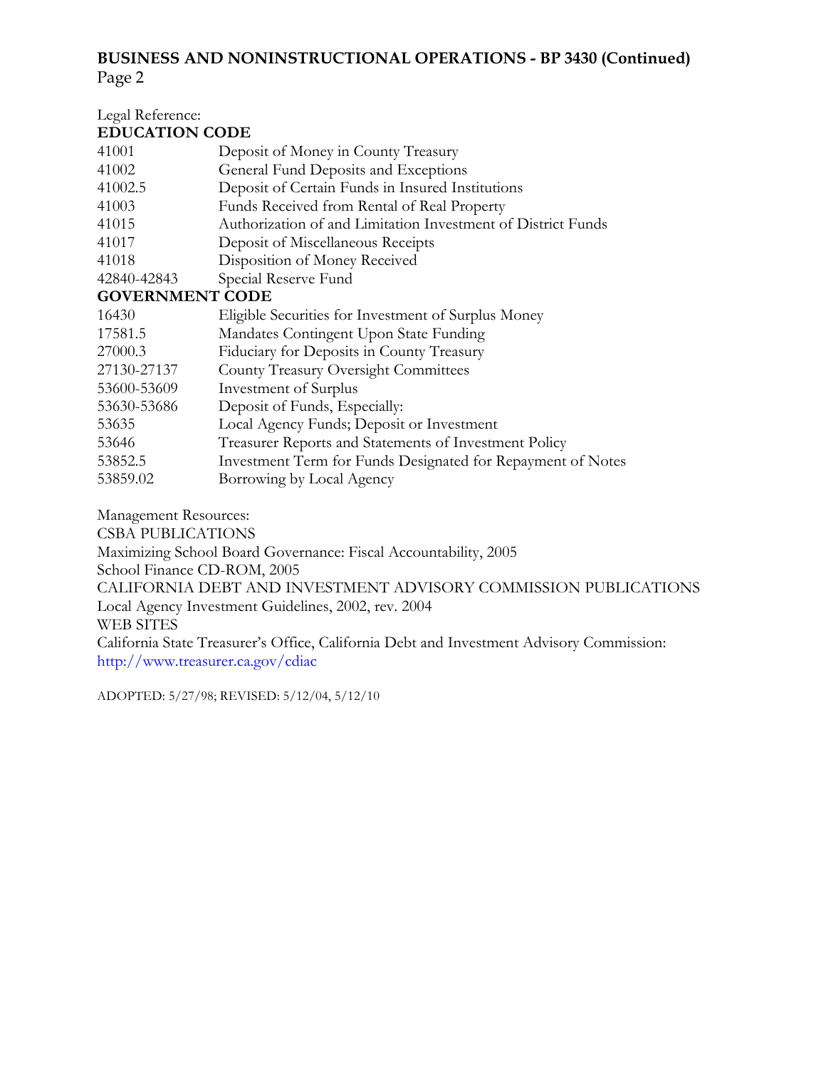Legal Reference:

**EDUCATION CODE**

| | |
|---|---|
| 41001 | Deposit of Money in County Treasury |
| 41002 | General Fund Deposits and Exceptions |
| 41002.5 | Deposit of Certain Funds in Insured Institutions |
| 41003 | Funds Received from Rental of Real Property |
| 41015 | Authorization of and Limitation Investment of District Funds |
| 41017 | Deposit of Miscellaneous Receipts |
| 41018 | Disposition of Money Received |
| 42840-42843 | Special Reserve Fund |

**GOVERNMENT CODE**

| | |
|---|---|
| 16430 | Eligible Securities for Investment of Surplus Money |
| 17581.5 | Mandates Contingent Upon State Funding |
| 27000.3 | Fiduciary for Deposits in County Treasury |
| 27130-27137 | County Treasury Oversight Committees |
| 53600-53609 | Investment of Surplus |
| 53630-53686 | Deposit of Funds, Especially: |
| 53635 | Local Agency Funds; Deposit or Investment |
| 53646 | Treasurer Reports and Statements of Investment Policy |
| 53852.5 | Investment Term for Funds Designated for Repayment of Notes |
| 53859.02 | Borrowing by Local Agency |

Management Resources:

CSBA PUBLICATIONS

Maximizing School Board Governance: Fiscal Accountability, 2005

School Finance CD-ROM, 2005

CALIFORNIA DEBT AND INVESTMENT ADVISORY COMMISSION PUBLICATIONS

Local Agency Investment Guidelines, 2002, rev. 2004

WEB SITES

California State Treasurer's Office, California Debt and Investment Advisory Commission: http://www.treasurer.ca.gov/cdiac

ADOPTED: 5/27/98; REVISED: 5/12/04, 5/12/10